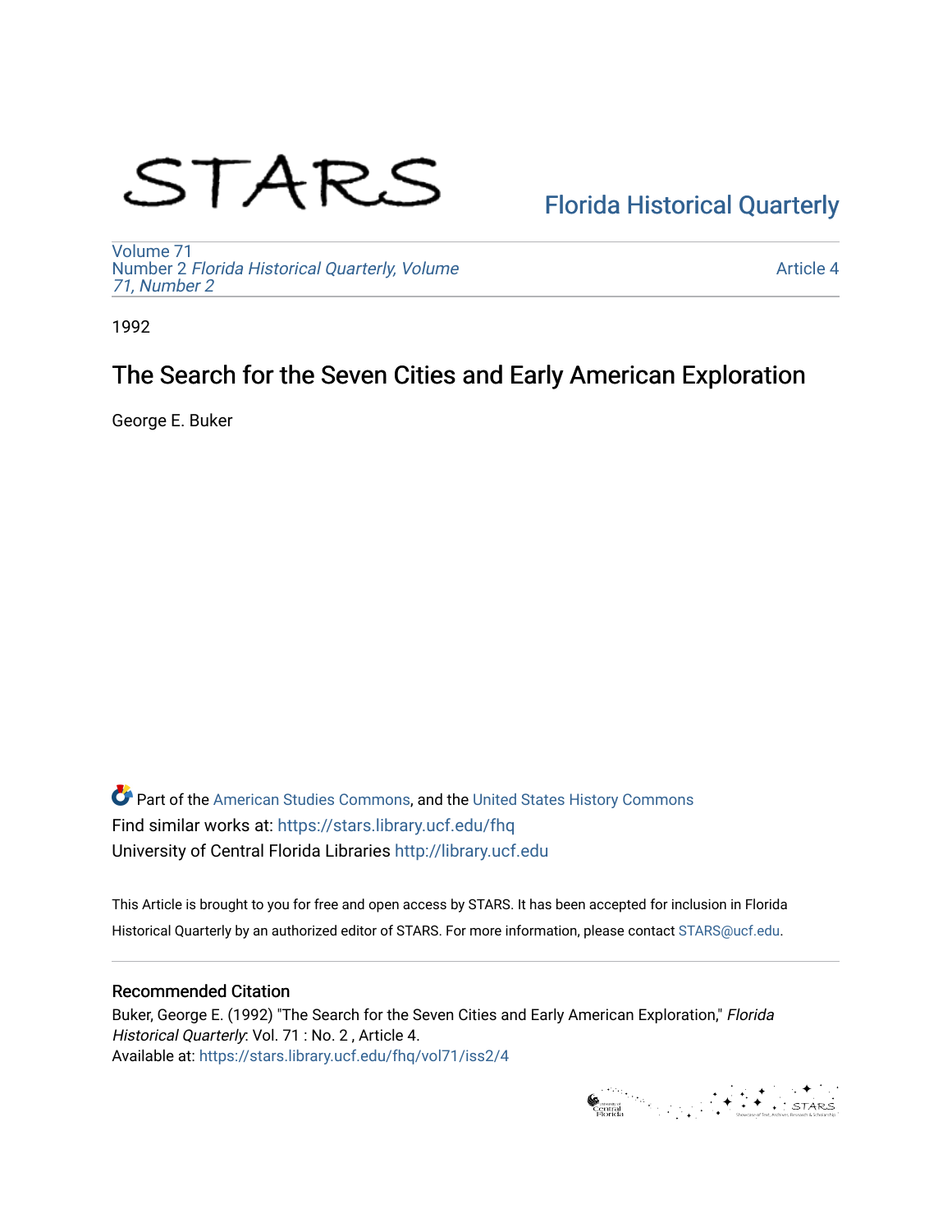STARS

Florida Historical Quarterly

Volume 71
Number 2 *Florida Historical Quarterly, Volume 71, Number 2*

Article 4

1992

# The Search for the Seven Cities and Early American Exploration

George E. Buker

Part of the American Studies Commons, and the United States History Commons
Find similar works at: https://stars.library.ucf.edu/fhq
University of Central Florida Libraries http://library.ucf.edu

This Article is brought to you for free and open access by STARS. It has been accepted for inclusion in Florida Historical Quarterly by an authorized editor of STARS. For more information, please contact STARS@ucf.edu.

## Recommended Citation

Buker, George E. (1992) "The Search for the Seven Cities and Early American Exploration," *Florida Historical Quarterly*: Vol. 71 : No. 2 , Article 4.
Available at: https://stars.library.ucf.edu/fhq/vol71/iss2/4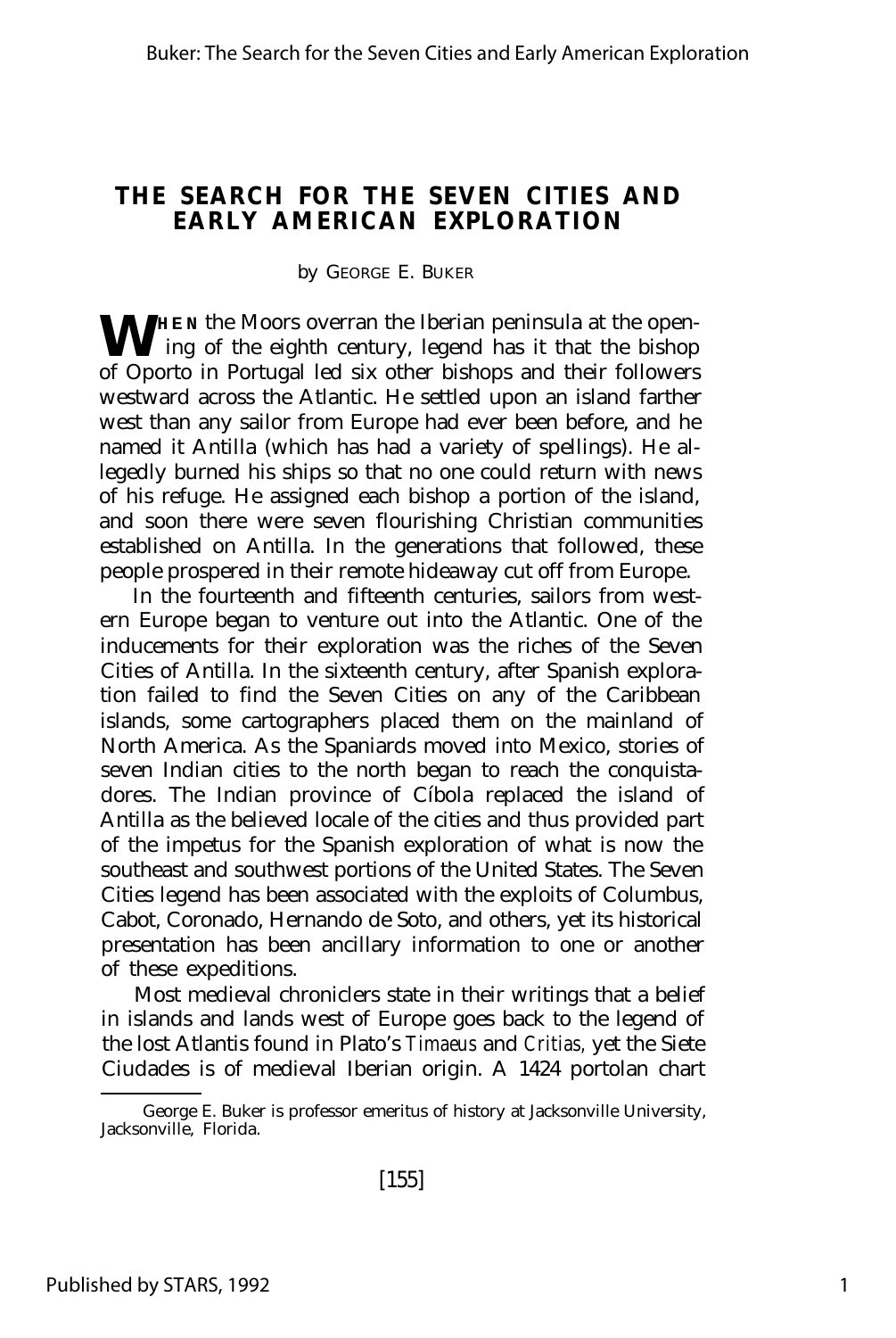# THE SEARCH FOR THE SEVEN CITIES AND EARLY AMERICAN EXPLORATION

by GEORGE E. BUKER

**WHEN** the Moors overran the Iberian peninsula at the opening of the eighth century, legend has it that the bishop of Oporto in Portugal led six other bishops and their followers westward across the Atlantic. He settled upon an island farther west than any sailor from Europe had ever been before, and he named it Antilla (which has had a variety of spellings). He allegedly burned his ships so that no one could return with news of his refuge. He assigned each bishop a portion of the island, and soon there were seven flourishing Christian communities established on Antilla. In the generations that followed, these people prospered in their remote hideaway cut off from Europe.

In the fourteenth and fifteenth centuries, sailors from western Europe began to venture out into the Atlantic. One of the inducements for their exploration was the riches of the Seven Cities of Antilla. In the sixteenth century, after Spanish exploration failed to find the Seven Cities on any of the Caribbean islands, some cartographers placed them on the mainland of North America. As the Spaniards moved into Mexico, stories of seven Indian cities to the north began to reach the conquistadores. The Indian province of Cíbola replaced the island of Antilla as the believed locale of the cities and thus provided part of the impetus for the Spanish exploration of what is now the southeast and southwest portions of the United States. The Seven Cities legend has been associated with the exploits of Columbus, Cabot, Coronado, Hernando de Soto, and others, yet its historical presentation has been ancillary information to one or another of these expeditions.

Most medieval chroniclers state in their writings that a belief in islands and lands west of Europe goes back to the legend of the lost Atlantis found in Plato's *Timaeus* and *Critias,* yet the Siete Ciudades is of medieval Iberian origin. A 1424 portolan chart

---

George E. Buker is professor emeritus of history at Jacksonville University, Jacksonville, Florida.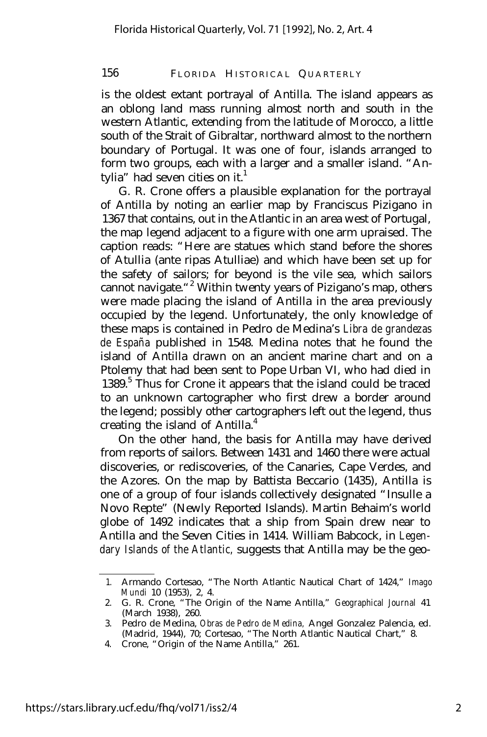is the oldest extant portrayal of Antilla. The island appears as an oblong land mass running almost north and south in the western Atlantic, extending from the latitude of Morocco, a little south of the Strait of Gibraltar, northward almost to the northern boundary of Portugal. It was one of four, islands arranged to form two groups, each with a larger and a smaller island. "Antylia" had seven cities on it.[1]

G. R. Crone offers a plausible explanation for the portrayal of Antilla by noting an earlier map by Franciscus Pizigano in 1367 that contains, out in the Atlantic in an area west of Portugal, the map legend adjacent to a figure with one arm upraised. The caption reads: "Here are statues which stand before the shores of Atullia (ante ripas Atulliae) and which have been set up for the safety of sailors; for beyond is the vile sea, which sailors cannot navigate."[2] Within twenty years of Pizigano's map, others were made placing the island of Antilla in the area previously occupied by the legend. Unfortunately, the only knowledge of these maps is contained in Pedro de Medina's *Libra de grandezas de España* published in 1548. Medina notes that he found the island of Antilla drawn on an ancient marine chart and on a Ptolemy that had been sent to Pope Urban VI, who had died in 1389.[3] Thus for Crone it appears that the island could be traced to an unknown cartographer who first drew a border around the legend; possibly other cartographers left out the legend, thus creating the island of Antilla.[4]

On the other hand, the basis for Antilla may have derived from reports of sailors. Between 1431 and 1460 there were actual discoveries, or rediscoveries, of the Canaries, Cape Verdes, and the Azores. On the map by Battista Beccario (1435), Antilla is one of a group of four islands collectively designated "Insulle a Novo Repte" (Newly Reported Islands). Martin Behaim's world globe of 1492 indicates that a ship from Spain drew near to Antilla and the Seven Cities in 1414. William Babcock, in *Legendary Islands of the Atlantic,* suggests that Antilla may be the geo-

1. Armando Cortesao, "The North Atlantic Nautical Chart of 1424," *Imago Mundi* 10 (1953), 2, 4.
2. G. R. Crone, "The Origin of the Name Antilla," *Geographical Journal* 41 (March 1938), 260.
3. Pedro de Medina, *Obras de Pedro de Medina,* Angel Gonzalez Palencia, ed. (Madrid, 1944), 70; Cortesao, "The North Atlantic Nautical Chart," 8.
4. Crone, "Origin of the Name Antilla," 261.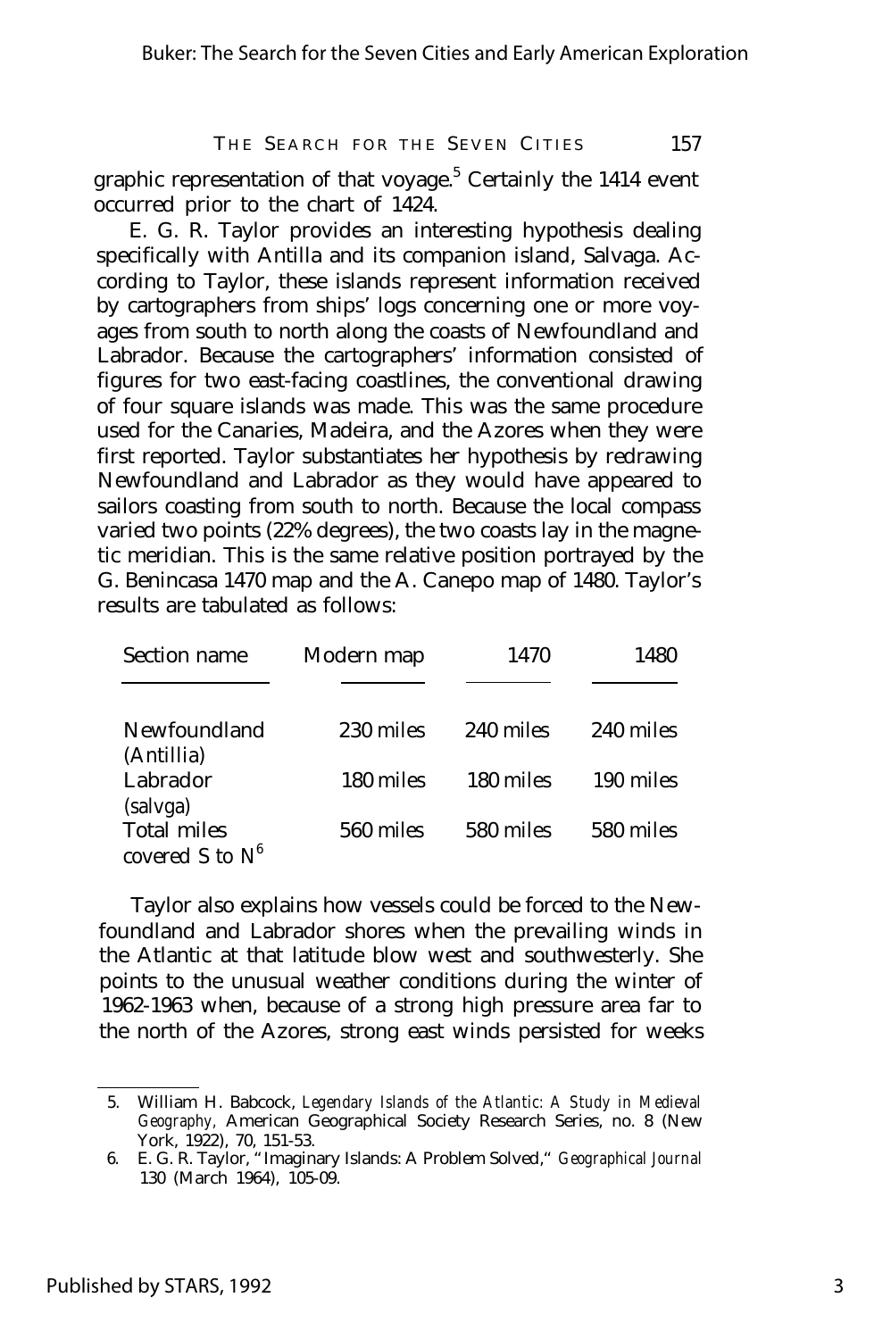graphic representation of that voyage.[5] Certainly the 1414 event occurred prior to the chart of 1424.

E. G. R. Taylor provides an interesting hypothesis dealing specifically with Antilla and its companion island, Salvaga. According to Taylor, these islands represent information received by cartographers from ships' logs concerning one or more voyages from south to north along the coasts of Newfoundland and Labrador. Because the cartographers' information consisted of figures for two east-facing coastlines, the conventional drawing of four square islands was made. This was the same procedure used for the Canaries, Madeira, and the Azores when they were first reported. Taylor substantiates her hypothesis by redrawing Newfoundland and Labrador as they would have appeared to sailors coasting from south to north. Because the local compass varied two points (22% degrees), the two coasts lay in the magnetic meridian. This is the same relative position portrayed by the G. Benincasa 1470 map and the A. Canepo map of 1480. Taylor's results are tabulated as follows:

| Section name | Modern map | 1470 | 1480 |
|---|---|---|---|
| Newfoundland (Antillia) | 230 miles | 240 miles | 240 miles |
| Labrador (salvga) | 180 miles | 180 miles | 190 miles |
| Total miles covered S to N[6] | 560 miles | 580 miles | 580 miles |

Taylor also explains how vessels could be forced to the Newfoundland and Labrador shores when the prevailing winds in the Atlantic at that latitude blow west and southwesterly. She points to the unusual weather conditions during the winter of 1962-1963 when, because of a strong high pressure area far to the north of the Azores, strong east winds persisted for weeks

5. William H. Babcock, *Legendary Islands of the Atlantic: A Study in Medieval Geography*, American Geographical Society Research Series, no. 8 (New York, 1922), 70, 151-53.

6. E. G. R. Taylor, "Imaginary Islands: A Problem Solved," *Geographical Journal* 130 (March 1964), 105-09.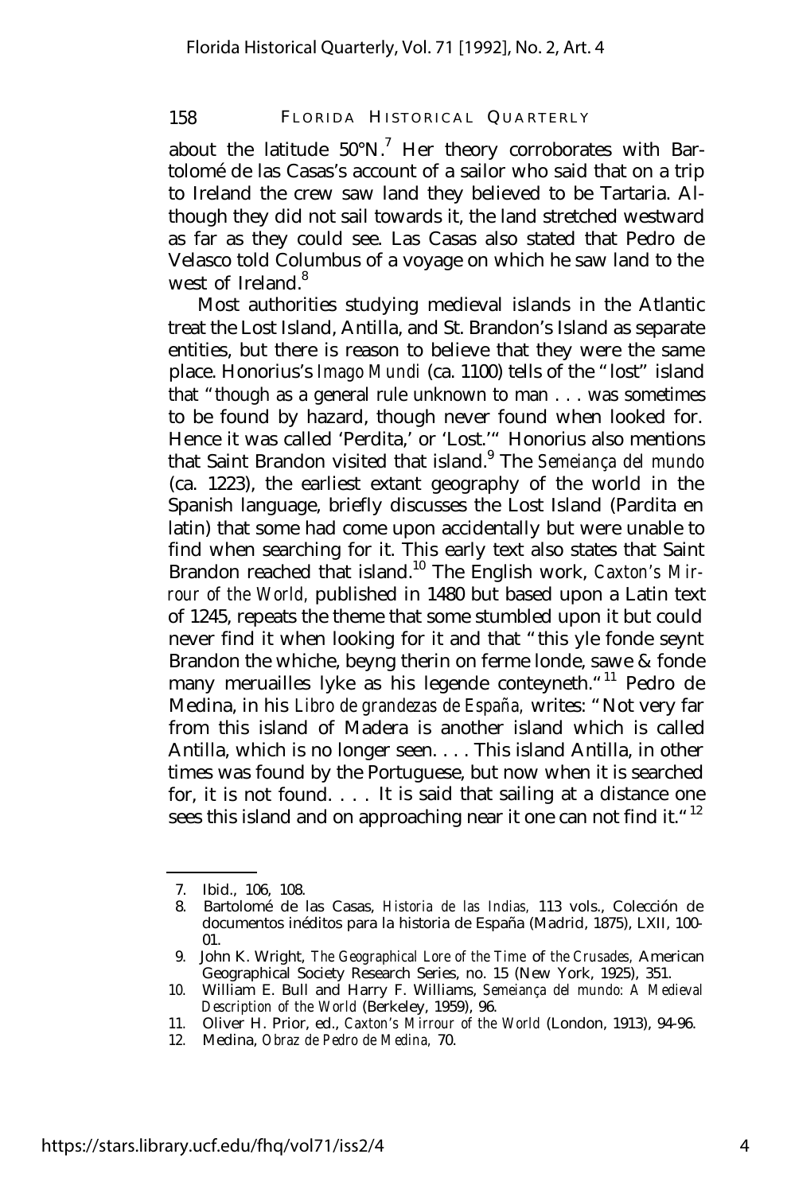about the latitude 50°N.[7] Her theory corroborates with Bartolomé de las Casas's account of a sailor who said that on a trip to Ireland the crew saw land they believed to be Tartaria. Although they did not sail towards it, the land stretched westward as far as they could see. Las Casas also stated that Pedro de Velasco told Columbus of a voyage on which he saw land to the west of Ireland.[8]

Most authorities studying medieval islands in the Atlantic treat the Lost Island, Antilla, and St. Brandon's Island as separate entities, but there is reason to believe that they were the same place. Honorius's *Imago Mundi* (ca. 1100) tells of the "lost" island that "though as a general rule unknown to man . . . was sometimes to be found by hazard, though never found when looked for. Hence it was called 'Perdita,' or 'Lost.'" Honorius also mentions that Saint Brandon visited that island.[9] The *Semeiança del mundo* (ca. 1223), the earliest extant geography of the world in the Spanish language, briefly discusses the Lost Island (Pardita en latin) that some had come upon accidentally but were unable to find when searching for it. This early text also states that Saint Brandon reached that island.[10] The English work, *Caxton's Mirrour of the World,* published in 1480 but based upon a Latin text of 1245, repeats the theme that some stumbled upon it but could never find it when looking for it and that "this yle fonde seynt Brandon the whiche, beyng therin on ferme londe, sawe & fonde many meruailles lyke as his legende conteyneth."[11] Pedro de Medina, in his *Libro de grandezas de España,* writes: "Not very far from this island of Madera is another island which is called Antilla, which is no longer seen. . . . This island Antilla, in other times was found by the Portuguese, but now when it is searched for, it is not found. . . . It is said that sailing at a distance one sees this island and on approaching near it one can not find it."[12]

---

7. Ibid., 106, 108.
8. Bartolomé de las Casas, *Historia de las Indias,* 113 vols., Colección de documentos inéditos para la historia de España (Madrid, 1875), LXII, 100-01.
9. John K. Wright, *The Geographical Lore of the Time of the Crusades,* American Geographical Society Research Series, no. 15 (New York, 1925), 351.
10. William E. Bull and Harry F. Williams, *Semeiança del mundo: A Medieval Description of the World* (Berkeley, 1959), 96.
11. Oliver H. Prior, ed., *Caxton's Mirrour of the World* (London, 1913), 94-96.
12. Medina, *Obraz de Pedro de Medina,* 70.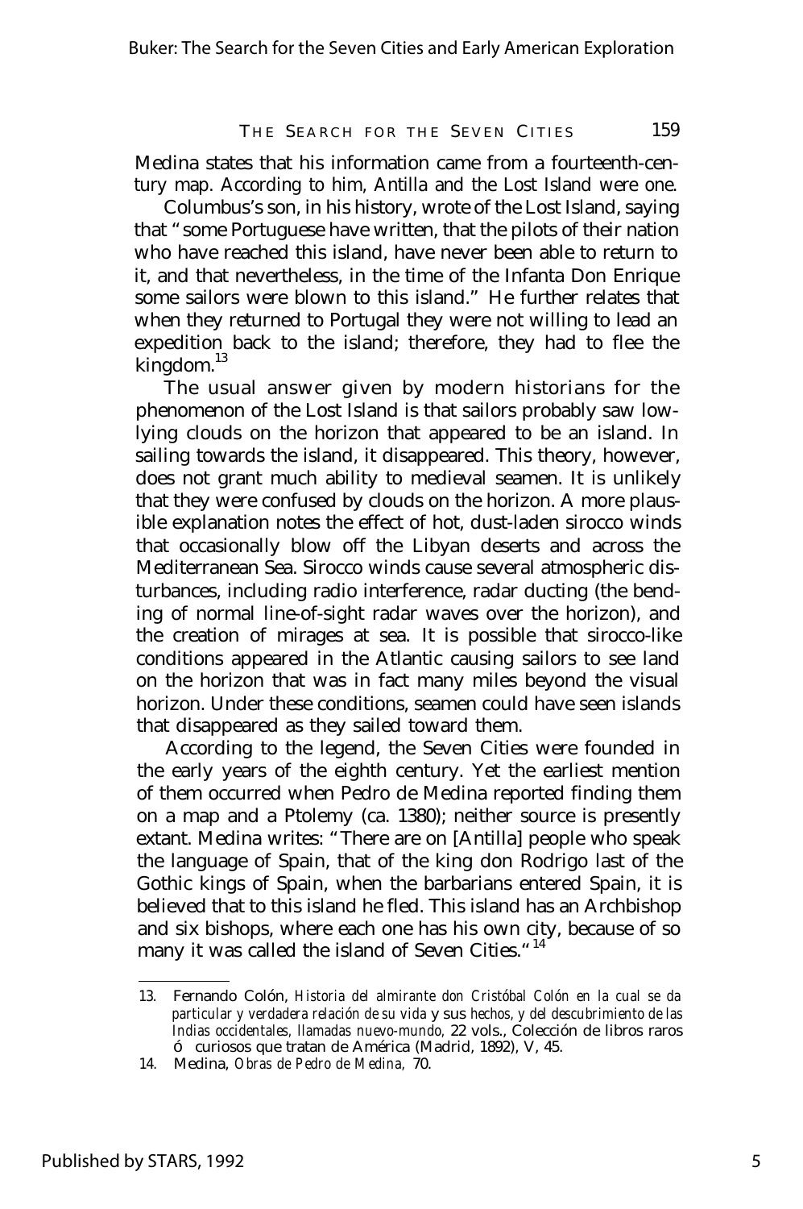Medina states that his information came from a fourteenth-century map. According to him, Antilla and the Lost Island were one.

Columbus's son, in his history, wrote of the Lost Island, saying that "some Portuguese have written, that the pilots of their nation who have reached this island, have never been able to return to it, and that nevertheless, in the time of the Infanta Don Enrique some sailors were blown to this island." He further relates that when they returned to Portugal they were not willing to lead an expedition back to the island; therefore, they had to flee the kingdom.[13]

The usual answer given by modern historians for the phenomenon of the Lost Island is that sailors probably saw low-lying clouds on the horizon that appeared to be an island. In sailing towards the island, it disappeared. This theory, however, does not grant much ability to medieval seamen. It is unlikely that they were confused by clouds on the horizon. A more plausible explanation notes the effect of hot, dust-laden sirocco winds that occasionally blow off the Libyan deserts and across the Mediterranean Sea. Sirocco winds cause several atmospheric disturbances, including radio interference, radar ducting (the bending of normal line-of-sight radar waves over the horizon), and the creation of mirages at sea. It is possible that sirocco-like conditions appeared in the Atlantic causing sailors to see land on the horizon that was in fact many miles beyond the visual horizon. Under these conditions, seamen could have seen islands that disappeared as they sailed toward them.

According to the legend, the Seven Cities were founded in the early years of the eighth century. Yet the earliest mention of them occurred when Pedro de Medina reported finding them on a map and a Ptolemy (ca. 1380); neither source is presently extant. Medina writes: "There are on [Antilla] people who speak the language of Spain, that of the king don Rodrigo last of the Gothic kings of Spain, when the barbarians entered Spain, it is believed that to this island he fled. This island has an Archbishop and six bishops, where each one has his own city, because of so many it was called the island of Seven Cities."[14]

---

13. Fernando Colón, *Historia del almirante don Cristóbal Colón en la cual se da particular y verdadera relación de su vida* y sus *hechos, y del descubrimiento de las Indias occidentales, llamadas nuevo-mundo,* 22 vols., Colección de libros raros ó curiosos que tratan de América (Madrid, 1892), V, 45.
14. Medina, *Obras de Pedro de Medina,* 70.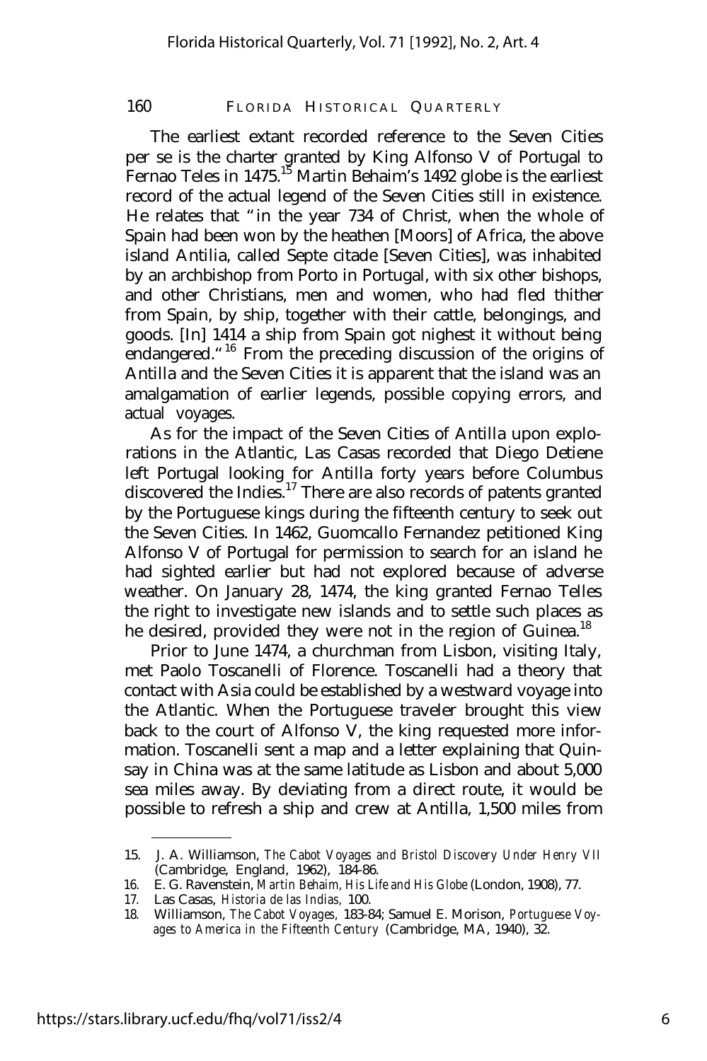The earliest extant recorded reference to the Seven Cities per se is the charter granted by King Alfonso V of Portugal to Fernao Teles in 1475.[15] Martin Behaim's 1492 globe is the earliest record of the actual legend of the Seven Cities still in existence. He relates that "in the year 734 of Christ, when the whole of Spain had been won by the heathen [Moors] of Africa, the above island Antilia, called Septe citade [Seven Cities], was inhabited by an archbishop from Porto in Portugal, with six other bishops, and other Christians, men and women, who had fled thither from Spain, by ship, together with their cattle, belongings, and goods. [In] 1414 a ship from Spain got nighest it without being endangered."[16] From the preceding discussion of the origins of Antilla and the Seven Cities it is apparent that the island was an amalgamation of earlier legends, possible copying errors, and actual voyages.

As for the impact of the Seven Cities of Antilla upon explorations in the Atlantic, Las Casas recorded that Diego Detiene left Portugal looking for Antilla forty years before Columbus discovered the Indies.[17] There are also records of patents granted by the Portuguese kings during the fifteenth century to seek out the Seven Cities. In 1462, Guomcallo Fernandez petitioned King Alfonso V of Portugal for permission to search for an island he had sighted earlier but had not explored because of adverse weather. On January 28, 1474, the king granted Fernao Telles the right to investigate new islands and to settle such places as he desired, provided they were not in the region of Guinea.[18]

Prior to June 1474, a churchman from Lisbon, visiting Italy, met Paolo Toscanelli of Florence. Toscanelli had a theory that contact with Asia could be established by a westward voyage into the Atlantic. When the Portuguese traveler brought this view back to the court of Alfonso V, the king requested more information. Toscanelli sent a map and a letter explaining that Quinsay in China was at the same latitude as Lisbon and about 5,000 sea miles away. By deviating from a direct route, it would be possible to refresh a ship and crew at Antilla, 1,500 miles from

---

15. J. A. Williamson, *The Cabot Voyages and Bristol Discovery Under Henry VII* (Cambridge, England, 1962), 184-86.
16. E. G. Ravenstein, *Martin Behaim, His Life and His Globe* (London, 1908), 77.
17. Las Casas, *Historia de las Indias,* 100.
18. Williamson, *The Cabot Voyages,* 183-84; Samuel E. Morison, *Portuguese Voyages to America in the Fifteenth Century* (Cambridge, MA, 1940), 32.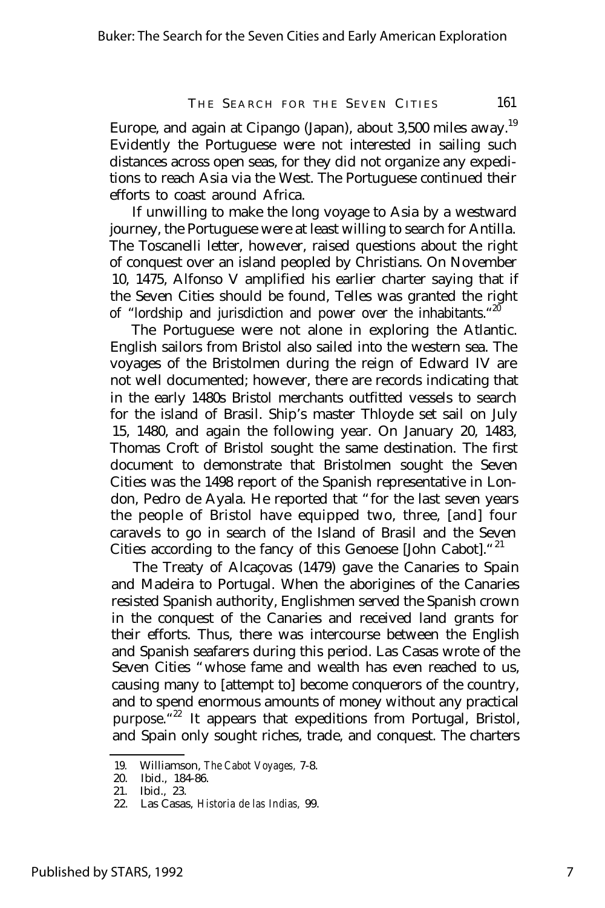Europe, and again at Cipango (Japan), about 3,500 miles away.[19] Evidently the Portuguese were not interested in sailing such distances across open seas, for they did not organize any expeditions to reach Asia via the West. The Portuguese continued their efforts to coast around Africa.

If unwilling to make the long voyage to Asia by a westward journey, the Portuguese were at least willing to search for Antilla. The Toscanelli letter, however, raised questions about the right of conquest over an island peopled by Christians. On November 10, 1475, Alfonso V amplified his earlier charter saying that if the Seven Cities should be found, Telles was granted the right of "lordship and jurisdiction and power over the inhabitants."[20]

The Portuguese were not alone in exploring the Atlantic. English sailors from Bristol also sailed into the western sea. The voyages of the Bristolmen during the reign of Edward IV are not well documented; however, there are records indicating that in the early 1480s Bristol merchants outfitted vessels to search for the island of Brasil. Ship's master Thloyde set sail on July 15, 1480, and again the following year. On January 20, 1483, Thomas Croft of Bristol sought the same destination. The first document to demonstrate that Bristolmen sought the Seven Cities was the 1498 report of the Spanish representative in London, Pedro de Ayala. He reported that "for the last seven years the people of Bristol have equipped two, three, [and] four caravels to go in search of the Island of Brasil and the Seven Cities according to the fancy of this Genoese [John Cabot]."[21]

The Treaty of Alcaçovas (1479) gave the Canaries to Spain and Madeira to Portugal. When the aborigines of the Canaries resisted Spanish authority, Englishmen served the Spanish crown in the conquest of the Canaries and received land grants for their efforts. Thus, there was intercourse between the English and Spanish seafarers during this period. Las Casas wrote of the Seven Cities "whose fame and wealth has even reached to us, causing many to [attempt to] become conquerors of the country, and to spend enormous amounts of money without any practical purpose."[22] It appears that expeditions from Portugal, Bristol, and Spain only sought riches, trade, and conquest. The charters

19. Williamson, *The Cabot Voyages,* 7-8.
20. Ibid., 184-86.
21. Ibid., 23.
22. Las Casas, *Historia de las Indias,* 99.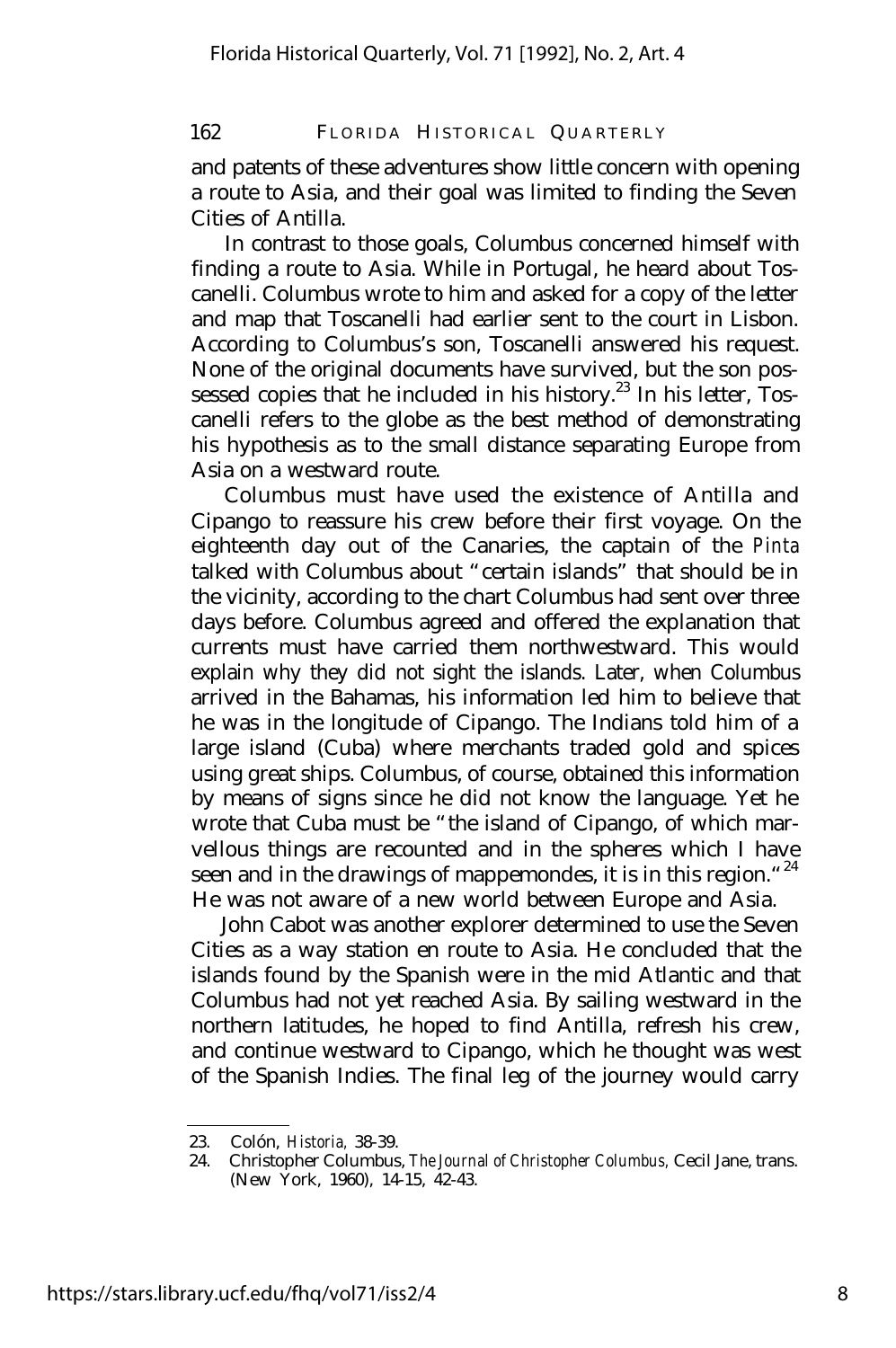and patents of these adventures show little concern with opening a route to Asia, and their goal was limited to finding the Seven Cities of Antilla.

In contrast to those goals, Columbus concerned himself with finding a route to Asia. While in Portugal, he heard about Toscanelli. Columbus wrote to him and asked for a copy of the letter and map that Toscanelli had earlier sent to the court in Lisbon. According to Columbus's son, Toscanelli answered his request. None of the original documents have survived, but the son possessed copies that he included in his history.[23] In his letter, Toscanelli refers to the globe as the best method of demonstrating his hypothesis as to the small distance separating Europe from Asia on a westward route.

Columbus must have used the existence of Antilla and Cipango to reassure his crew before their first voyage. On the eighteenth day out of the Canaries, the captain of the *Pinta* talked with Columbus about "certain islands" that should be in the vicinity, according to the chart Columbus had sent over three days before. Columbus agreed and offered the explanation that currents must have carried them northwestward. This would explain why they did not sight the islands. Later, when Columbus arrived in the Bahamas, his information led him to believe that he was in the longitude of Cipango. The Indians told him of a large island (Cuba) where merchants traded gold and spices using great ships. Columbus, of course, obtained this information by means of signs since he did not know the language. Yet he wrote that Cuba must be "the island of Cipango, of which marvellous things are recounted and in the spheres which I have seen and in the drawings of mappemondes, it is in this region."[24] He was not aware of a new world between Europe and Asia.

John Cabot was another explorer determined to use the Seven Cities as a way station en route to Asia. He concluded that the islands found by the Spanish were in the mid Atlantic and that Columbus had not yet reached Asia. By sailing westward in the northern latitudes, he hoped to find Antilla, refresh his crew, and continue westward to Cipango, which he thought was west of the Spanish Indies. The final leg of the journey would carry

---

23. Colón, *Historia,* 38-39.
24. Christopher Columbus, *The Journal of Christopher Columbus,* Cecil Jane, trans. (New York, 1960), 14-15, 42-43.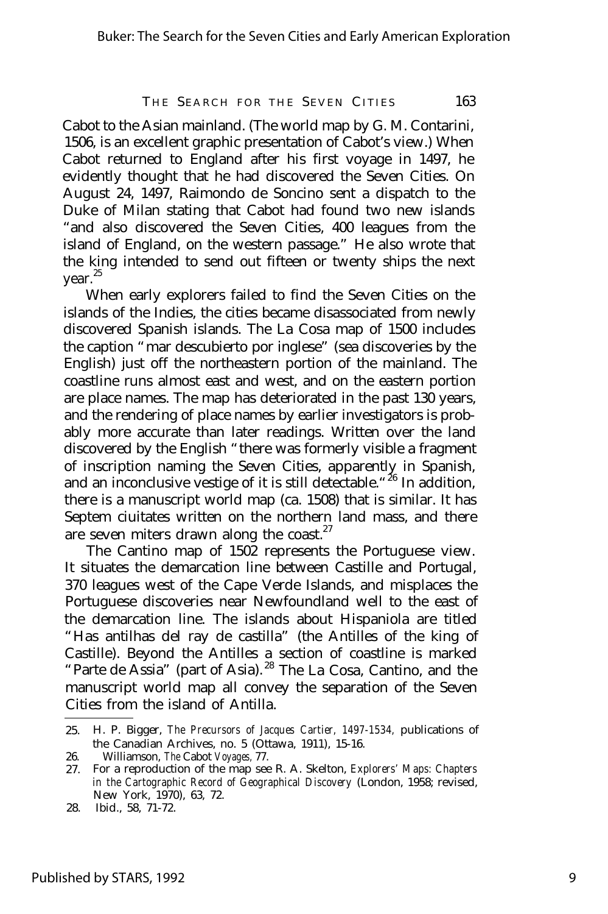Cabot to the Asian mainland. (The world map by G. M. Contarini, 1506, is an excellent graphic presentation of Cabot's view.) When Cabot returned to England after his first voyage in 1497, he evidently thought that he had discovered the Seven Cities. On August 24, 1497, Raimondo de Soncino sent a dispatch to the Duke of Milan stating that Cabot had found two new islands "and also discovered the Seven Cities, 400 leagues from the island of England, on the western passage." He also wrote that the king intended to send out fifteen or twenty ships the next year.[25]

When early explorers failed to find the Seven Cities on the islands of the Indies, the cities became disassociated from newly discovered Spanish islands. The La Cosa map of 1500 includes the caption "mar descubierto por inglese" (sea discoveries by the English) just off the northeastern portion of the mainland. The coastline runs almost east and west, and on the eastern portion are place names. The map has deteriorated in the past 130 years, and the rendering of place names by earlier investigators is probably more accurate than later readings. Written over the land discovered by the English "there was formerly visible a fragment of inscription naming the Seven Cities, apparently in Spanish, and an inconclusive vestige of it is still detectable."[26] In addition, there is a manuscript world map (ca. 1508) that is similar. It has Septem ciuitates written on the northern land mass, and there are seven miters drawn along the coast.[27]

The Cantino map of 1502 represents the Portuguese view. It situates the demarcation line between Castille and Portugal, 370 leagues west of the Cape Verde Islands, and misplaces the Portuguese discoveries near Newfoundland well to the east of the demarcation line. The islands about Hispaniola are titled "Has antilhas del ray de castilla" (the Antilles of the king of Castille). Beyond the Antilles a section of coastline is marked "Parte de Assia" (part of Asia).[28] The La Cosa, Cantino, and the manuscript world map all convey the separation of the Seven Cities from the island of Antilla.

---

25. H. P. Bigger, *The Precursors of Jacques Cartier, 1497-1534,* publications of the Canadian Archives, no. 5 (Ottawa, 1911), 15-16.
26. Williamson, *The Cabot Voyages,* 77.
27. For a reproduction of the map see R. A. Skelton, *Explorers' Maps: Chapters in the Cartographic Record of Geographical Discovery* (London, 1958; revised, New York, 1970), 63, 72.
28. Ibid., 58, 71-72.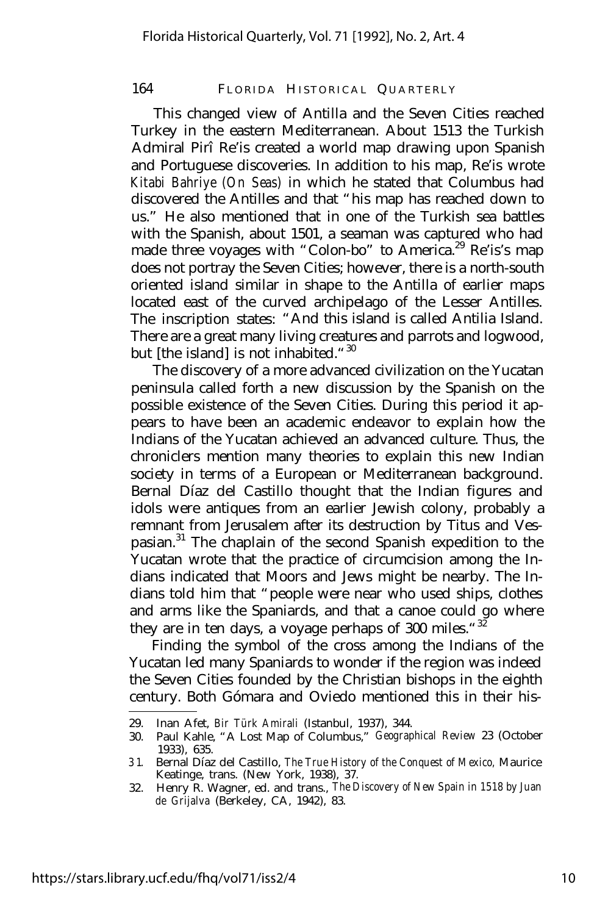This changed view of Antilla and the Seven Cities reached Turkey in the eastern Mediterranean. About 1513 the Turkish Admiral Pirî Re'is created a world map drawing upon Spanish and Portuguese discoveries. In addition to his map, Re'is wrote *Kitabi Bahriye (On Seas)* in which he stated that Columbus had discovered the Antilles and that "his map has reached down to us." He also mentioned that in one of the Turkish sea battles with the Spanish, about 1501, a seaman was captured who had made three voyages with "Colon-bo" to America.[29] Re'is's map does not portray the Seven Cities; however, there is a north-south oriented island similar in shape to the Antilla of earlier maps located east of the curved archipelago of the Lesser Antilles. The inscription states: "And this island is called Antilia Island. There are a great many living creatures and parrots and logwood, but [the island] is not inhabited."[30]

The discovery of a more advanced civilization on the Yucatan peninsula called forth a new discussion by the Spanish on the possible existence of the Seven Cities. During this period it appears to have been an academic endeavor to explain how the Indians of the Yucatan achieved an advanced culture. Thus, the chroniclers mention many theories to explain this new Indian society in terms of a European or Mediterranean background. Bernal Díaz del Castillo thought that the Indian figures and idols were antiques from an earlier Jewish colony, probably a remnant from Jerusalem after its destruction by Titus and Vespasian.[31] The chaplain of the second Spanish expedition to the Yucatan wrote that the practice of circumcision among the Indians indicated that Moors and Jews might be nearby. The Indians told him that "people were near who used ships, clothes and arms like the Spaniards, and that a canoe could go where they are in ten days, a voyage perhaps of 300 miles."[32]

Finding the symbol of the cross among the Indians of the Yucatan led many Spaniards to wonder if the region was indeed the Seven Cities founded by the Christian bishops in the eighth century. Both Gómara and Oviedo mentioned this in their his-

---

29. Inan Afet, *Bir Türk Amirali* (Istanbul, 1937), 344.
30. Paul Kahle, "A Lost Map of Columbus," *Geographical Review* 23 (October 1933), 635.
31. Bernal Díaz del Castillo, *The True History of the Conquest of Mexico*, Maurice Keatinge, trans. (New York, 1938), 37.
32. Henry R. Wagner, ed. and trans., *The Discovery of New Spain in 1518 by Juan de Grijalva* (Berkeley, CA, 1942), 83.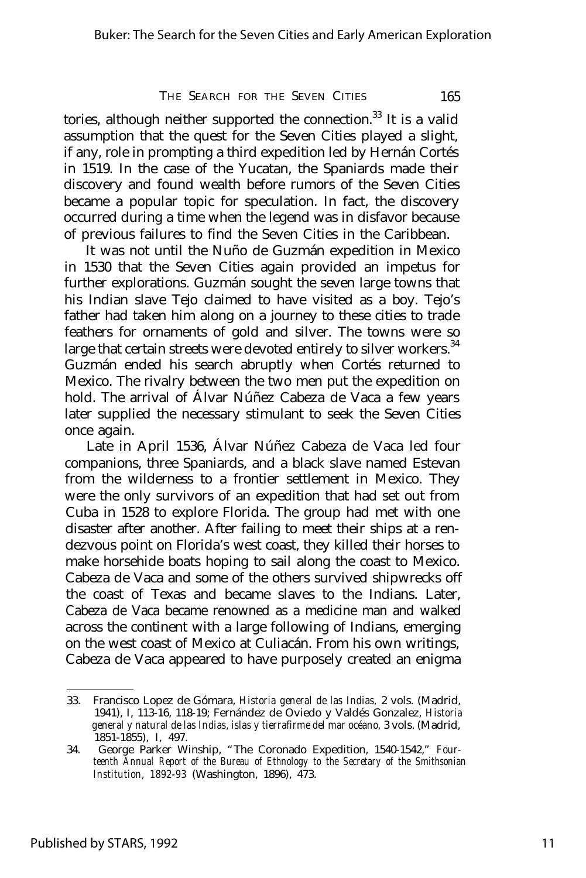tories, although neither supported the connection.[33] It is a valid assumption that the quest for the Seven Cities played a slight, if any, role in prompting a third expedition led by Hernán Cortés in 1519. In the case of the Yucatan, the Spaniards made their discovery and found wealth before rumors of the Seven Cities became a popular topic for speculation. In fact, the discovery occurred during a time when the legend was in disfavor because of previous failures to find the Seven Cities in the Caribbean.

It was not until the Nuño de Guzmán expedition in Mexico in 1530 that the Seven Cities again provided an impetus for further explorations. Guzmán sought the seven large towns that his Indian slave Tejo claimed to have visited as a boy. Tejo's father had taken him along on a journey to these cities to trade feathers for ornaments of gold and silver. The towns were so large that certain streets were devoted entirely to silver workers.[34] Guzmán ended his search abruptly when Cortés returned to Mexico. The rivalry between the two men put the expedition on hold. The arrival of Álvar Núñez Cabeza de Vaca a few years later supplied the necessary stimulant to seek the Seven Cities once again.

Late in April 1536, Álvar Núñez Cabeza de Vaca led four companions, three Spaniards, and a black slave named Estevan from the wilderness to a frontier settlement in Mexico. They were the only survivors of an expedition that had set out from Cuba in 1528 to explore Florida. The group had met with one disaster after another. After failing to meet their ships at a rendezvous point on Florida's west coast, they killed their horses to make horsehide boats hoping to sail along the coast to Mexico. Cabeza de Vaca and some of the others survived shipwrecks off the coast of Texas and became slaves to the Indians. Later, Cabeza de Vaca became renowned as a medicine man and walked across the continent with a large following of Indians, emerging on the west coast of Mexico at Culiacán. From his own writings, Cabeza de Vaca appeared to have purposely created an enigma

---

33. Francisco Lopez de Gómara, *Historia general de las Indias*, 2 vols. (Madrid, 1941), I, 113-16, 118-19; Fernández de Oviedo y Valdés Gonzalez, *Historia general y natural de las Indias, islas y tierrafirme del mar océano*, 3 vols. (Madrid, 1851-1855), I, 497.
34. George Parker Winship, "The Coronado Expedition, 1540-1542," *Fourteenth Annual Report of the Bureau of Ethnology to the Secretary of the Smithsonian Institution, 1892-93* (Washington, 1896), 473.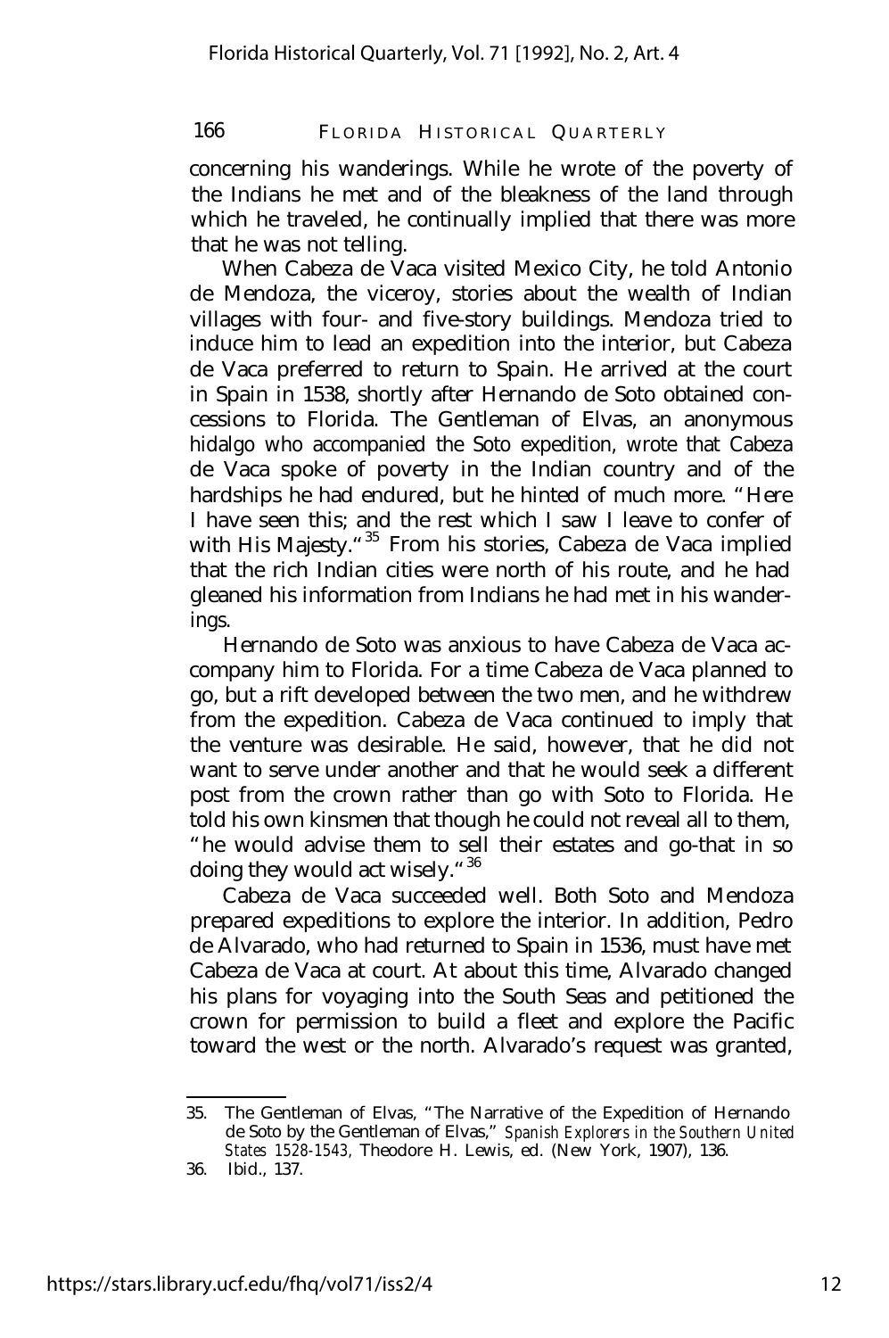concerning his wanderings. While he wrote of the poverty of the Indians he met and of the bleakness of the land through which he traveled, he continually implied that there was more that he was not telling.

When Cabeza de Vaca visited Mexico City, he told Antonio de Mendoza, the viceroy, stories about the wealth of Indian villages with four- and five-story buildings. Mendoza tried to induce him to lead an expedition into the interior, but Cabeza de Vaca preferred to return to Spain. He arrived at the court in Spain in 1538, shortly after Hernando de Soto obtained concessions to Florida. The Gentleman of Elvas, an anonymous hidalgo who accompanied the Soto expedition, wrote that Cabeza de Vaca spoke of poverty in the Indian country and of the hardships he had endured, but he hinted of much more. "Here I have seen this; and the rest which I saw I leave to confer of with His Majesty."[35] From his stories, Cabeza de Vaca implied that the rich Indian cities were north of his route, and he had gleaned his information from Indians he had met in his wanderings.

Hernando de Soto was anxious to have Cabeza de Vaca accompany him to Florida. For a time Cabeza de Vaca planned to go, but a rift developed between the two men, and he withdrew from the expedition. Cabeza de Vaca continued to imply that the venture was desirable. He said, however, that he did not want to serve under another and that he would seek a different post from the crown rather than go with Soto to Florida. He told his own kinsmen that though he could not reveal all to them, "he would advise them to sell their estates and go-that in so doing they would act wisely."[36]

Cabeza de Vaca succeeded well. Both Soto and Mendoza prepared expeditions to explore the interior. In addition, Pedro de Alvarado, who had returned to Spain in 1536, must have met Cabeza de Vaca at court. At about this time, Alvarado changed his plans for voyaging into the South Seas and petitioned the crown for permission to build a fleet and explore the Pacific toward the west or the north. Alvarado's request was granted,

---

35. The Gentleman of Elvas, "The Narrative of the Expedition of Hernando de Soto by the Gentleman of Elvas," *Spanish Explorers in the Southern United States 1528-1543,* Theodore H. Lewis, ed. (New York, 1907), 136.
36. Ibid., 137.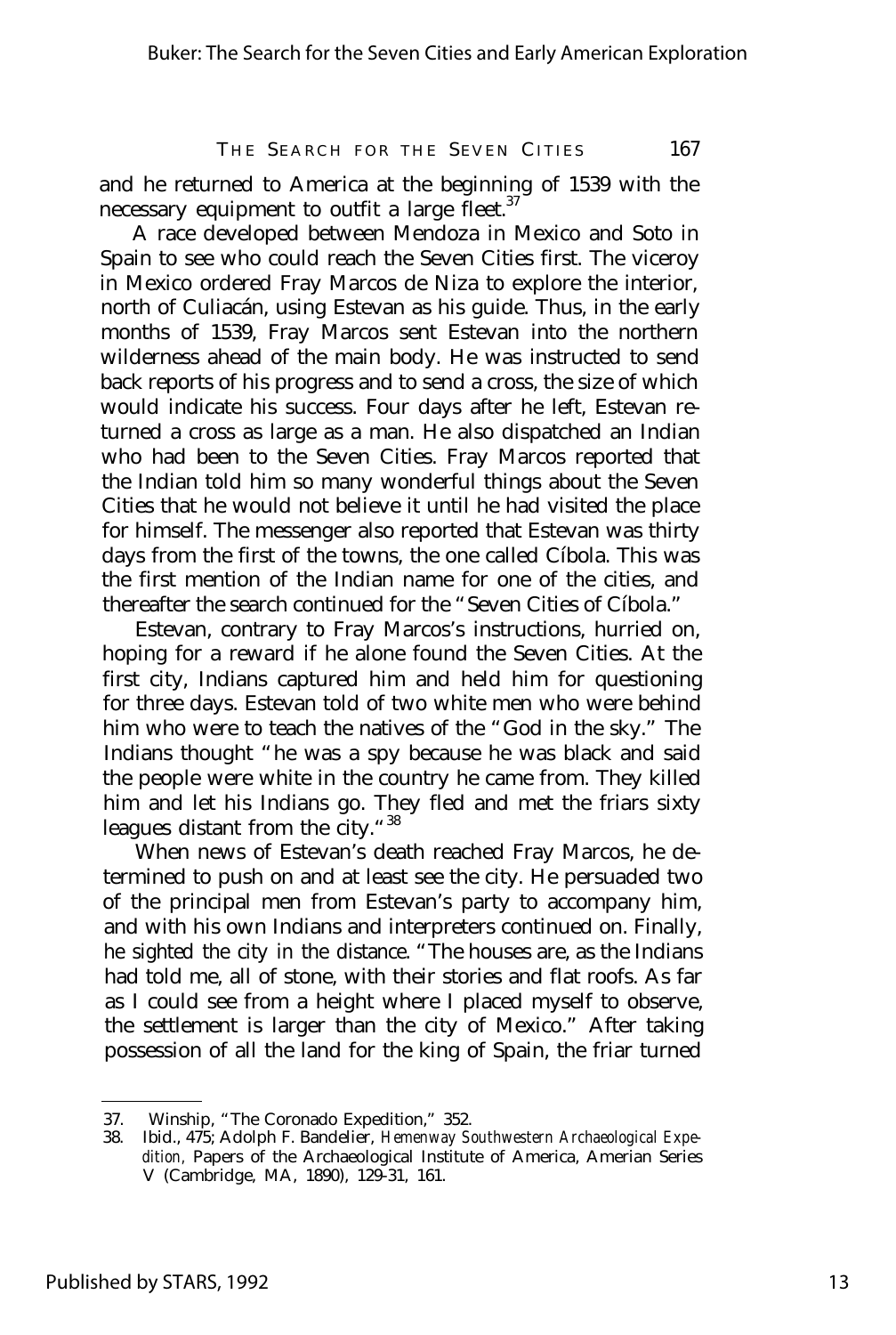and he returned to America at the beginning of 1539 with the necessary equipment to outfit a large fleet.[37]

A race developed between Mendoza in Mexico and Soto in Spain to see who could reach the Seven Cities first. The viceroy in Mexico ordered Fray Marcos de Niza to explore the interior, north of Culiacán, using Estevan as his guide. Thus, in the early months of 1539, Fray Marcos sent Estevan into the northern wilderness ahead of the main body. He was instructed to send back reports of his progress and to send a cross, the size of which would indicate his success. Four days after he left, Estevan returned a cross as large as a man. He also dispatched an Indian who had been to the Seven Cities. Fray Marcos reported that the Indian told him so many wonderful things about the Seven Cities that he would not believe it until he had visited the place for himself. The messenger also reported that Estevan was thirty days from the first of the towns, the one called Cíbola. This was the first mention of the Indian name for one of the cities, and thereafter the search continued for the "Seven Cities of Cíbola."

Estevan, contrary to Fray Marcos's instructions, hurried on, hoping for a reward if he alone found the Seven Cities. At the first city, Indians captured him and held him for questioning for three days. Estevan told of two white men who were behind him who were to teach the natives of the "God in the sky." The Indians thought "he was a spy because he was black and said the people were white in the country he came from. They killed him and let his Indians go. They fled and met the friars sixty leagues distant from the city."[38]

When news of Estevan's death reached Fray Marcos, he determined to push on and at least see the city. He persuaded two of the principal men from Estevan's party to accompany him, and with his own Indians and interpreters continued on. Finally, he sighted the city in the distance. "The houses are, as the Indians had told me, all of stone, with their stories and flat roofs. As far as I could see from a height where I placed myself to observe, the settlement is larger than the city of Mexico." After taking possession of all the land for the king of Spain, the friar turned

---

37. Winship, "The Coronado Expedition," 352.

38. Ibid., 475; Adolph F. Bandelier, *Hemenway Southwestern Archaeological Expedition,* Papers of the Archaeological Institute of America, Amerian Series V (Cambridge, MA, 1890), 129-31, 161.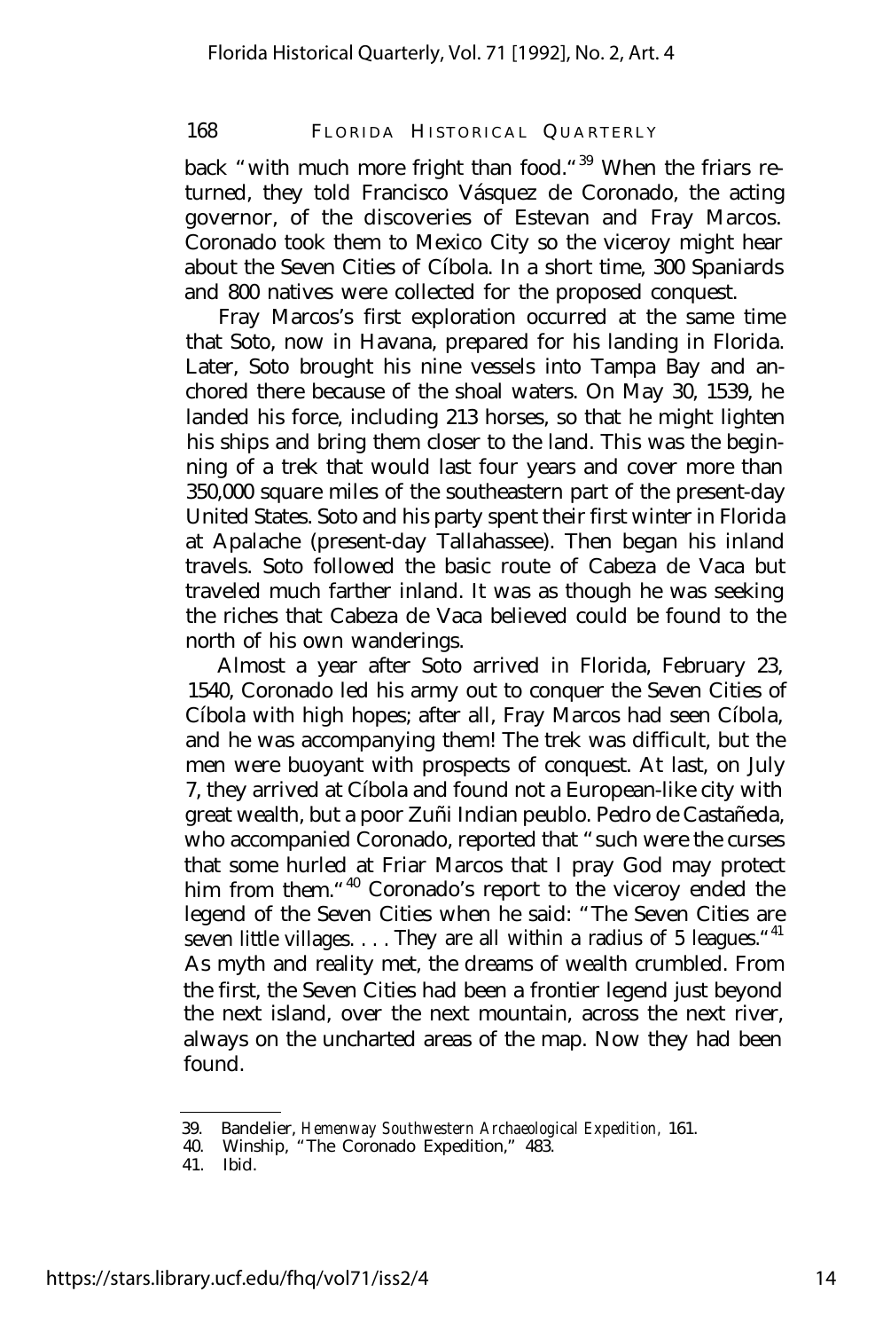back "with much more fright than food."[39] When the friars returned, they told Francisco Vásquez de Coronado, the acting governor, of the discoveries of Estevan and Fray Marcos. Coronado took them to Mexico City so the viceroy might hear about the Seven Cities of Cíbola. In a short time, 300 Spaniards and 800 natives were collected for the proposed conquest.

Fray Marcos's first exploration occurred at the same time that Soto, now in Havana, prepared for his landing in Florida. Later, Soto brought his nine vessels into Tampa Bay and anchored there because of the shoal waters. On May 30, 1539, he landed his force, including 213 horses, so that he might lighten his ships and bring them closer to the land. This was the beginning of a trek that would last four years and cover more than 350,000 square miles of the southeastern part of the present-day United States. Soto and his party spent their first winter in Florida at Apalache (present-day Tallahassee). Then began his inland travels. Soto followed the basic route of Cabeza de Vaca but traveled much farther inland. It was as though he was seeking the riches that Cabeza de Vaca believed could be found to the north of his own wanderings.

Almost a year after Soto arrived in Florida, February 23, 1540, Coronado led his army out to conquer the Seven Cities of Cíbola with high hopes; after all, Fray Marcos had seen Cíbola, and he was accompanying them! The trek was difficult, but the men were buoyant with prospects of conquest. At last, on July 7, they arrived at Cíbola and found not a European-like city with great wealth, but a poor Zuñi Indian peublo. Pedro de Castañeda, who accompanied Coronado, reported that "such were the curses that some hurled at Friar Marcos that I pray God may protect him from them."[40] Coronado's report to the viceroy ended the legend of the Seven Cities when he said: "The Seven Cities are seven little villages. . . . They are all within a radius of 5 leagues."[41] As myth and reality met, the dreams of wealth crumbled. From the first, the Seven Cities had been a frontier legend just beyond the next island, over the next mountain, across the next river, always on the uncharted areas of the map. Now they had been found.

39. Bandelier, *Hemenway Southwestern Archaeological Expedition,* 161.
40. Winship, "The Coronado Expedition," 483.
41. Ibid.